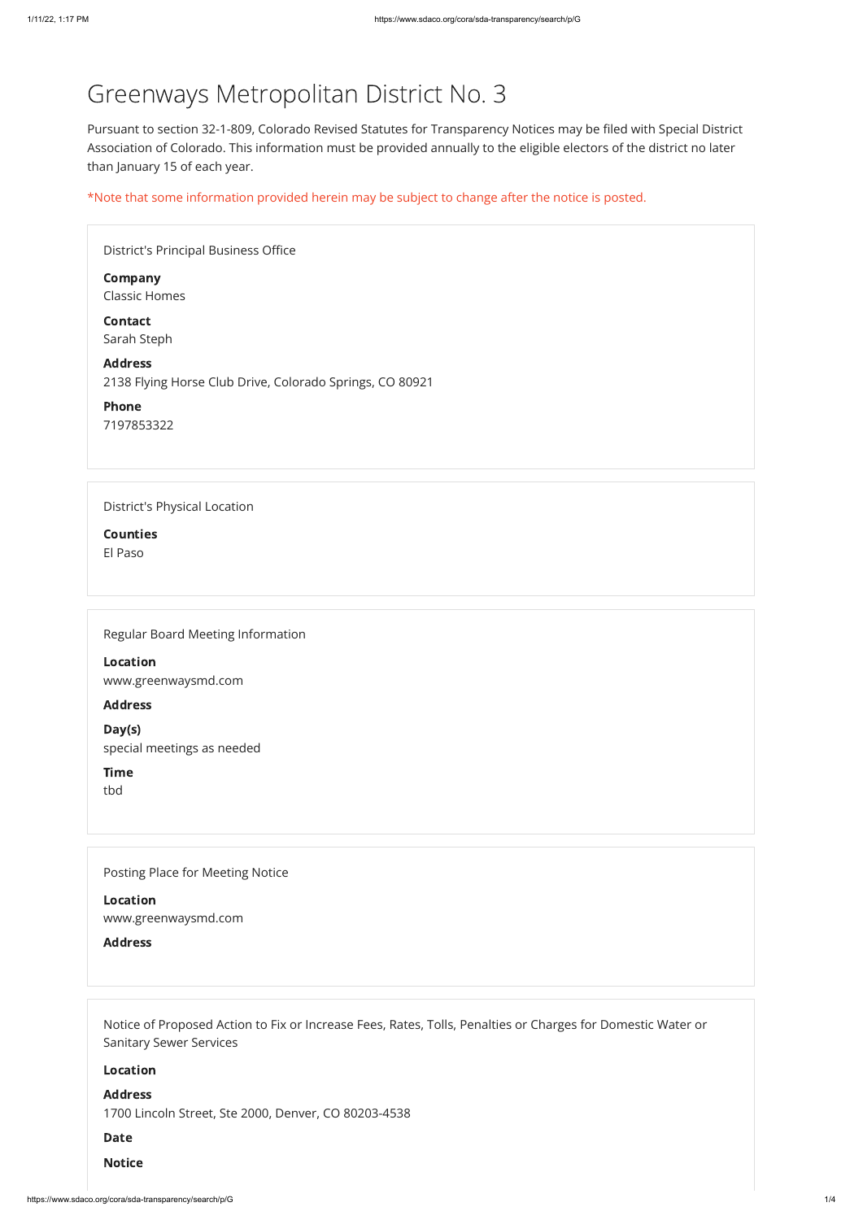# Greenways Metropolitan District No. 3

Pursuant to section 32-1-809, Colorado Revised Statutes for Transparency Notices may be filed with Special District Association of Colorado. This information must be provided annually to the eligible electors of the district no later than January 15 of each year.

*Note that some information provided herein may be subject to change after the notice is posted.

District's Principal Business Office

**Company**
Classic Homes

**Contact**
Sarah Steph

**Address**
2138 Flying Horse Club Drive, Colorado Springs, CO 80921

**Phone**
7197853322

District's Physical Location

**Counties**
El Paso

Regular Board Meeting Information

**Location**
www.greenwaysmd.com

**Address**

**Day(s)**
special meetings as needed

**Time**
tbd

Posting Place for Meeting Notice

**Location**
www.greenwaysmd.com

**Address**

Notice of Proposed Action to Fix or Increase Fees, Rates, Tolls, Penalties or Charges for Domestic Water or Sanitary Sewer Services

**Location**

**Address**
1700 Lincoln Street, Ste 2000, Denver, CO 80203-4538

**Date**

**Notice**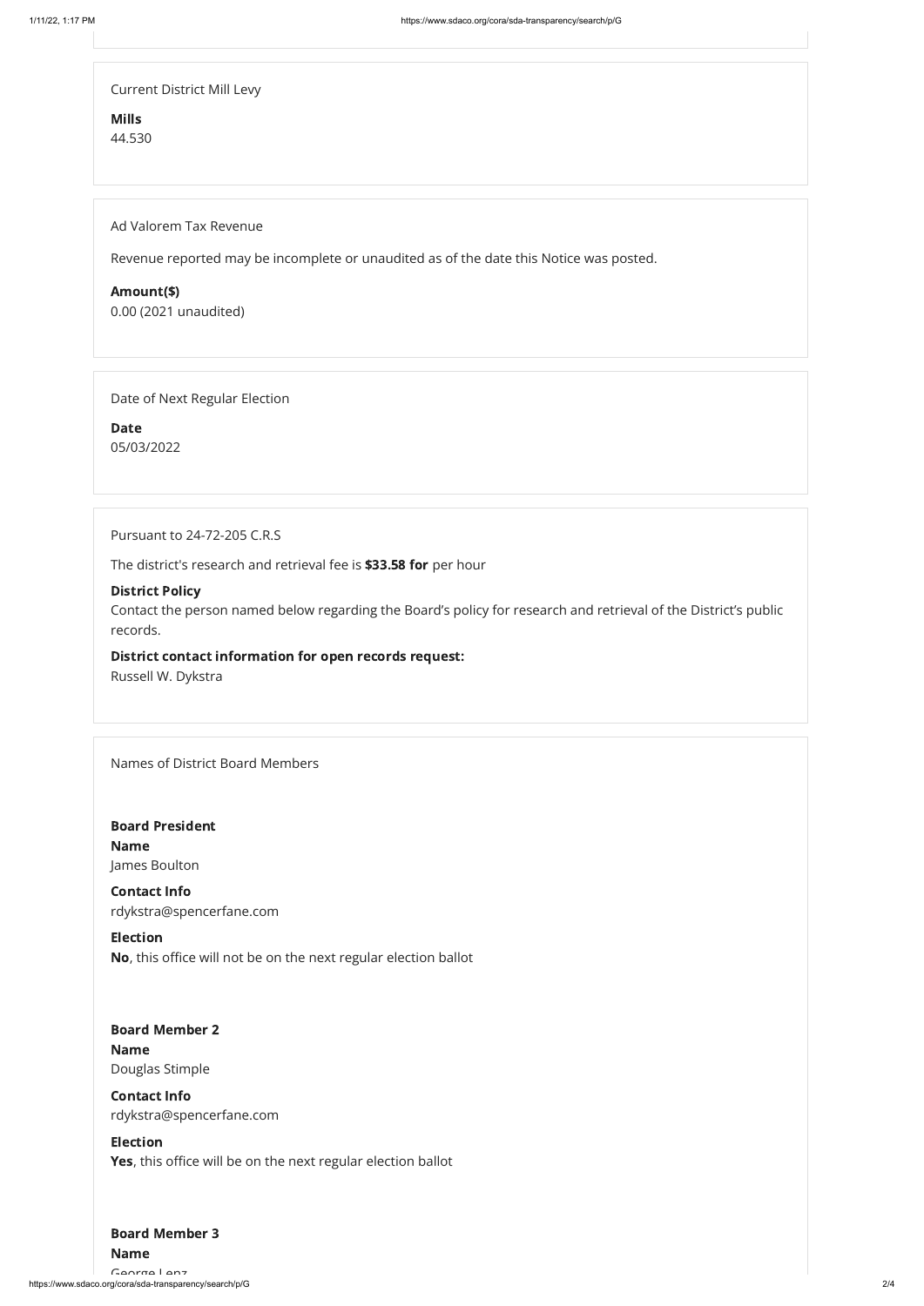Current District Mill Levy

**Mills**
44.530

Ad Valorem Tax Revenue

Revenue reported may be incomplete or unaudited as of the date this Notice was posted.

**Amount($)**
0.00 (2021 unaudited)

Date of Next Regular Election

**Date**
05/03/2022

Pursuant to 24-72-205 C.R.S

The district's research and retrieval fee is **$33.58 for** per hour

**District Policy**
Contact the person named below regarding the Board's policy for research and retrieval of the District's public records.

**District contact information for open records request:**
Russell W. Dykstra

Names of District Board Members

**Board President**
**Name**
James Boulton

**Contact Info**
rdykstra@spencerfane.com

**Election**
**No**, this office will not be on the next regular election ballot

**Board Member 2**
**Name**
Douglas Stimple

**Contact Info**
rdykstra@spencerfane.com

**Election**
**Yes**, this office will be on the next regular election ballot

**Board Member 3**
**Name**
George Lenz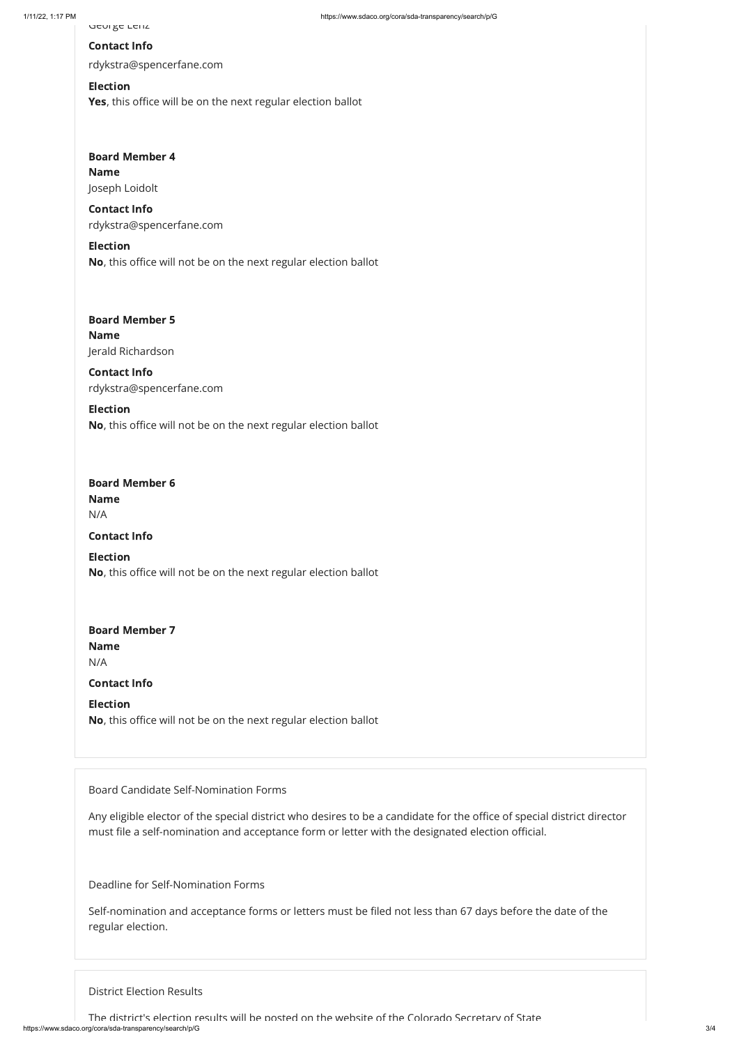George Lenz

**Contact Info**

rdykstra@spencerfane.com

**Election**

**Yes**, this office will be on the next regular election ballot

**Board Member 4**

**Name**

Joseph Loidolt

**Contact Info**

rdykstra@spencerfane.com

**Election**

**No**, this office will not be on the next regular election ballot

**Board Member 5**

**Name**

Jerald Richardson

**Contact Info**

rdykstra@spencerfane.com

**Election**

**No**, this office will not be on the next regular election ballot

**Board Member 6**

**Name**

N/A

**Contact Info**

**Election**

**No**, this office will not be on the next regular election ballot

**Board Member 7**

**Name**

N/A

**Contact Info**

**Election**

**No**, this office will not be on the next regular election ballot

Board Candidate Self-Nomination Forms

Any eligible elector of the special district who desires to be a candidate for the office of special district director must file a self-nomination and acceptance form or letter with the designated election official.

Deadline for Self-Nomination Forms

Self-nomination and acceptance forms or letters must be filed not less than 67 days before the date of the regular election.

District Election Results

The district's election results will be posted on the website of the Colorado Secretary of State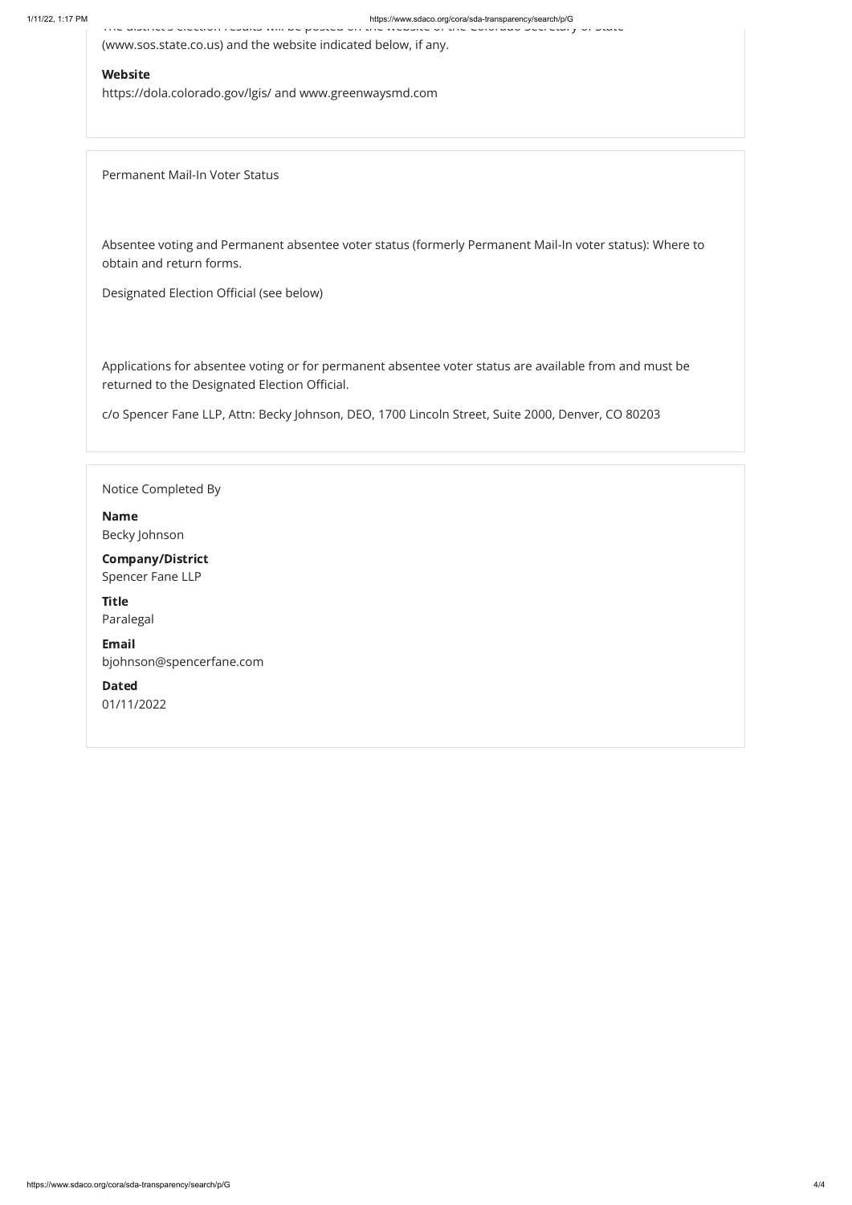The district's election results will be posted on the website of the Colorado Secretary of State (www.sos.state.co.us) and the website indicated below, if any.

**Website**

https://dola.colorado.gov/lgis/ and www.greenwaysmd.com

Permanent Mail-In Voter Status

Absentee voting and Permanent absentee voter status (formerly Permanent Mail-In voter status): Where to obtain and return forms.

Designated Election Official (see below)

Applications for absentee voting or for permanent absentee voter status are available from and must be returned to the Designated Election Official.

c/o Spencer Fane LLP, Attn: Becky Johnson, DEO, 1700 Lincoln Street, Suite 2000, Denver, CO 80203

Notice Completed By

**Name**

Becky Johnson

**Company/District**

Spencer Fane LLP

**Title**

Paralegal

**Email**

bjohnson@spencerfane.com

**Dated**

01/11/2022